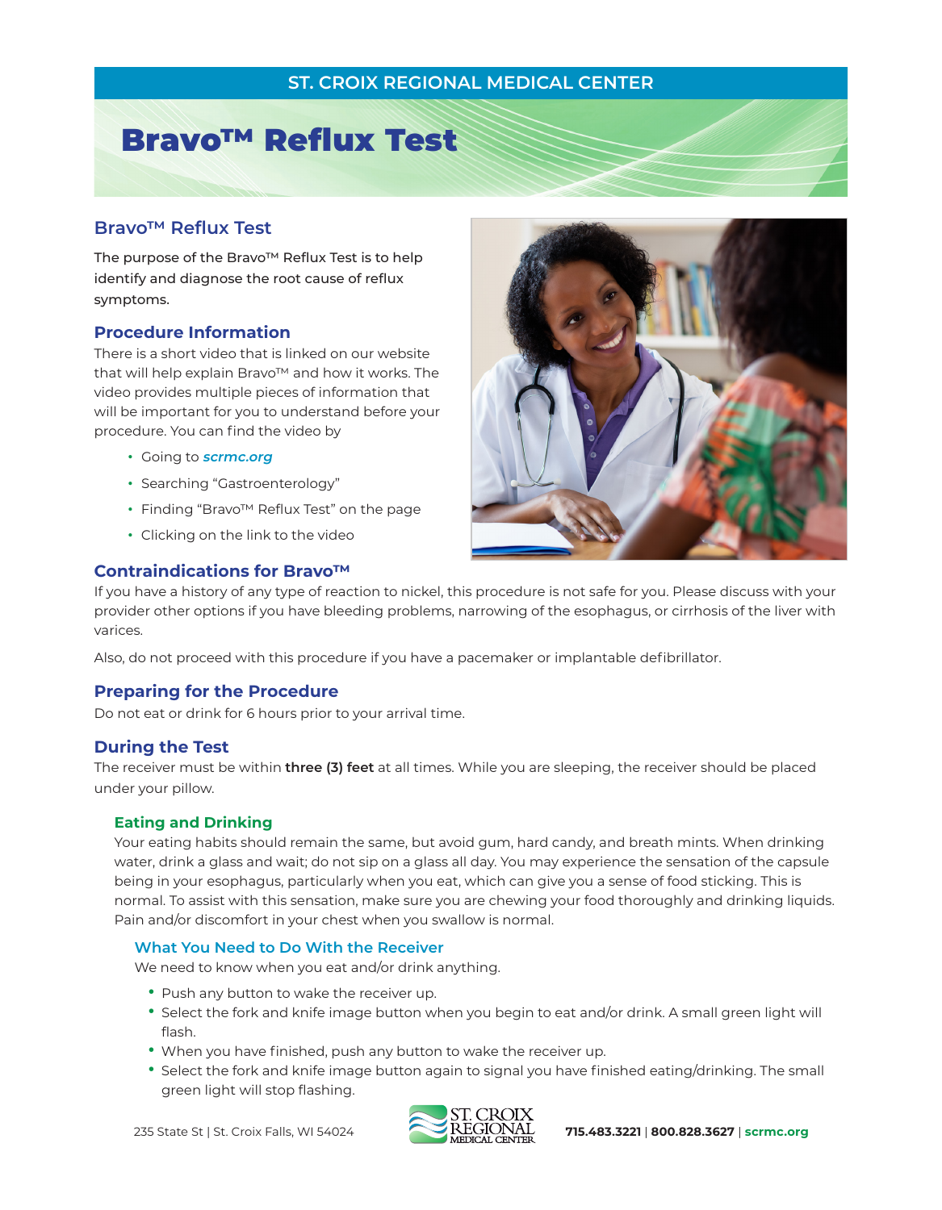ST. CROIX REGIONAL MEDICAL CENTER

# Bravo™ Reflux Test

## Bravo™ Reflux Test

The purpose of the Bravo™ Reflux Test is to help identify and diagnose the root cause of reflux symptoms.

## Procedure Information

There is a short video that is linked on our website that will help explain Bravo™ and how it works. The video provides multiple pieces of information that will be important for you to understand before your procedure. You can find the video by

- Going to ***scrmc.org***
- Searching "Gastroenterology"
- Finding "Bravo™ Reflux Test" on the page
- Clicking on the link to the video

## Contraindications for Bravo™

If you have a history of any type of reaction to nickel, this procedure is not safe for you. Please discuss with your provider other options if you have bleeding problems, narrowing of the esophagus, or cirrhosis of the liver with varices.

Also, do not proceed with this procedure if you have a pacemaker or implantable defibrillator.

## Preparing for the Procedure

Do not eat or drink for 6 hours prior to your arrival time.

## During the Test

The receiver must be within **three (3) feet** at all times. While you are sleeping, the receiver should be placed under your pillow.

### Eating and Drinking

Your eating habits should remain the same, but avoid gum, hard candy, and breath mints. When drinking water, drink a glass and wait; do not sip on a glass all day. You may experience the sensation of the capsule being in your esophagus, particularly when you eat, which can give you a sense of food sticking. This is normal. To assist with this sensation, make sure you are chewing your food thoroughly and drinking liquids. Pain and/or discomfort in your chest when you swallow is normal.

#### What You Need to Do With the Receiver

We need to know when you eat and/or drink anything.

- Push any button to wake the receiver up.
- Select the fork and knife image button when you begin to eat and/or drink. A small green light will flash.
- When you have finished, push any button to wake the receiver up.
- Select the fork and knife image button again to signal you have finished eating/drinking. The small green light will stop flashing.

235 State St | St. Croix Falls, WI 54024 | ST. CROIX REGIONAL MEDICAL CENTER | **715.483.3221** | **800.828.3627** | **scrmc.org**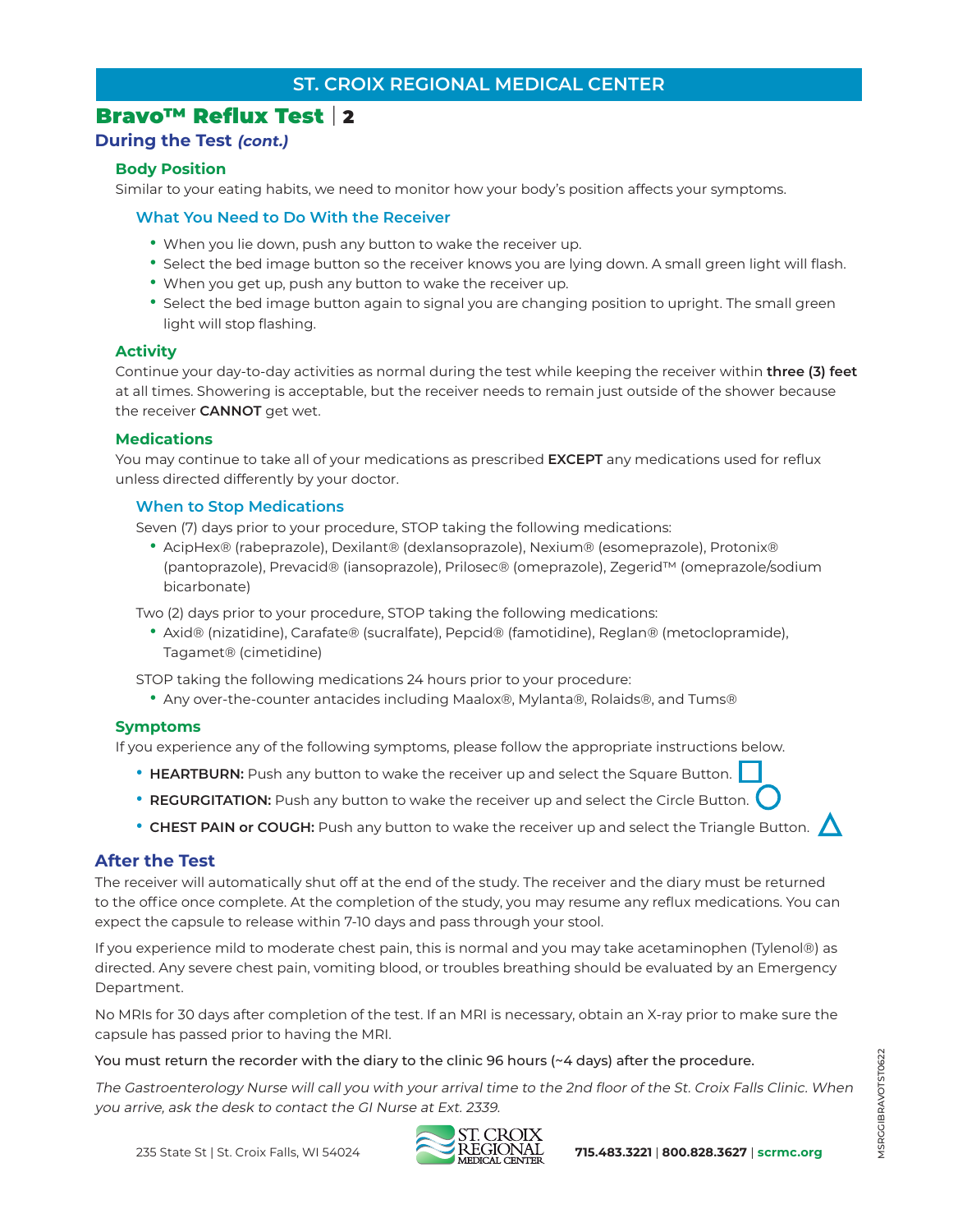## ST. CROIX REGIONAL MEDICAL CENTER

# Bravo™ Reflux Test | 2

## During the Test *(cont.)*

### Body Position

Similar to your eating habits, we need to monitor how your body's position affects your symptoms.

#### What You Need to Do With the Receiver

- When you lie down, push any button to wake the receiver up.
- Select the bed image button so the receiver knows you are lying down. A small green light will flash.
- When you get up, push any button to wake the receiver up.
- Select the bed image button again to signal you are changing position to upright. The small green light will stop flashing.

### Activity

Continue your day-to-day activities as normal during the test while keeping the receiver within **three (3) feet** at all times. Showering is acceptable, but the receiver needs to remain just outside of the shower because the receiver **CANNOT** get wet.

### Medications

You may continue to take all of your medications as prescribed **EXCEPT** any medications used for reflux unless directed differently by your doctor.

#### When to Stop Medications

Seven (7) days prior to your procedure, STOP taking the following medications:

- AcipHex® (rabeprazole), Dexilant® (dexlansoprazole), Nexium® (esomeprazole), Protonix® (pantoprazole), Prevacid® (iansoprazole), Prilosec® (omeprazole), Zegerid™ (omeprazole/sodium bicarbonate)

Two (2) days prior to your procedure, STOP taking the following medications:

- Axid® (nizatidine), Carafate® (sucralfate), Pepcid® (famotidine), Reglan® (metoclopramide), Tagamet® (cimetidine)

STOP taking the following medications 24 hours prior to your procedure:

- Any over-the-counter antacides including Maalox®, Mylanta®, Rolaids®, and Tums®

### Symptoms

If you experience any of the following symptoms, please follow the appropriate instructions below.

- **HEARTBURN:** Push any button to wake the receiver up and select the Square Button. □
- **REGURGITATION:** Push any button to wake the receiver up and select the Circle Button. ○
- **CHEST PAIN or COUGH:** Push any button to wake the receiver up and select the Triangle Button. △

## After the Test

The receiver will automatically shut off at the end of the study. The receiver and the diary must be returned to the office once complete. At the completion of the study, you may resume any reflux medications. You can expect the capsule to release within 7-10 days and pass through your stool.

If you experience mild to moderate chest pain, this is normal and you may take acetaminophen (Tylenol®) as directed. Any severe chest pain, vomiting blood, or troubles breathing should be evaluated by an Emergency Department.

No MRIs for 30 days after completion of the test. If an MRI is necessary, obtain an X-ray prior to make sure the capsule has passed prior to having the MRI.

You must return the recorder with the diary to the clinic 96 hours (~4 days) after the procedure.

*The Gastroenterology Nurse will call you with your arrival time to the 2nd floor of the St. Croix Falls Clinic. When you arrive, ask the desk to contact the GI Nurse at Ext. 2339.*

235 State St | St. Croix Falls, WI 54024 ST. CROIX REGIONAL MEDICAL CENTER **715.483.3221** | **800.828.3627** | **scrmc.org**

MSRGCIBRAVOTST0622